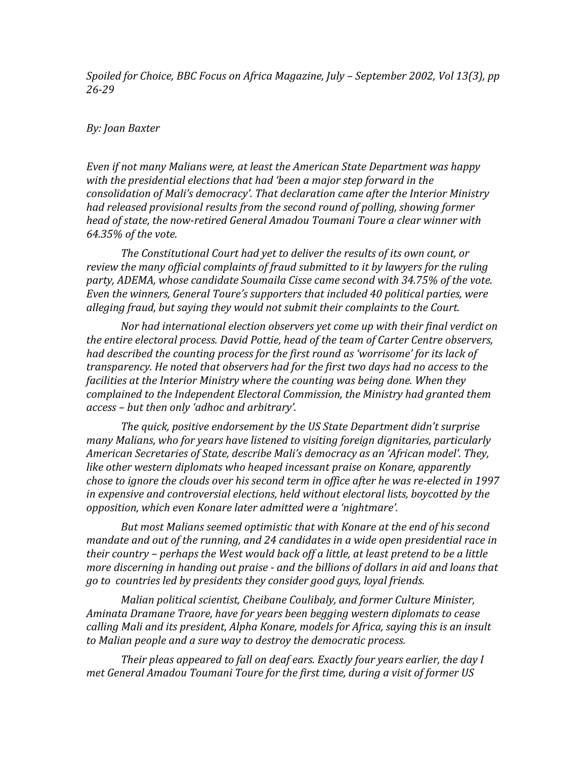*Spoiled for Choice, BBC Focus on Africa Magazine, July – September 2002, Vol 13(3), pp 26-29*

*By: Joan Baxter*

*Even if not many Malians were, at least the American State Department was happy with the presidential elections that had 'been a major step forward in the consolidation of Mali's democracy'. That declaration came after the Interior Ministry had released provisional results from the second round of polling, showing former head of state, the now-retired General Amadou Toumani Toure a clear winner with 64.35% of the vote.*

*The Constitutional Court had yet to deliver the results of its own count, or review the many official complaints of fraud submitted to it by lawyers for the ruling party, ADEMA, whose candidate Soumaila Cisse came second with 34.75% of the vote. Even the winners, General Toure's supporters that included 40 political parties, were alleging fraud, but saying they would not submit their complaints to the Court.*

*Nor had international election observers yet come up with their final verdict on the entire electoral process. David Pottie, head of the team of Carter Centre observers, had described the counting process for the first round as 'worrisome' for its lack of transparency. He noted that observers had for the first two days had no access to the facilities at the Interior Ministry where the counting was being done. When they complained to the Independent Electoral Commission, the Ministry had granted them access – but then only 'adhoc and arbitrary'.*

*The quick, positive endorsement by the US State Department didn't surprise many Malians, who for years have listened to visiting foreign dignitaries, particularly American Secretaries of State, describe Mali's democracy as an 'African model'. They, like other western diplomats who heaped incessant praise on Konare, apparently chose to ignore the clouds over his second term in office after he was re-elected in 1997 in expensive and controversial elections, held without electoral lists, boycotted by the opposition, which even Konare later admitted were a 'nightmare'.*

*But most Malians seemed optimistic that with Konare at the end of his second mandate and out of the running, and 24 candidates in a wide open presidential race in their country – perhaps the West would back off a little, at least pretend to be a little more discerning in handing out praise - and the billions of dollars in aid and loans that go to countries led by presidents they consider good guys, loyal friends.*

*Malian political scientist, Cheibane Coulibaly, and former Culture Minister, Aminata Dramane Traore, have for years been begging western diplomats to cease calling Mali and its president, Alpha Konare, models for Africa, saying this is an insult to Malian people and a sure way to destroy the democratic process.*

*Their pleas appeared to fall on deaf ears. Exactly four years earlier, the day I met General Amadou Toumani Toure for the first time, during a visit of former US*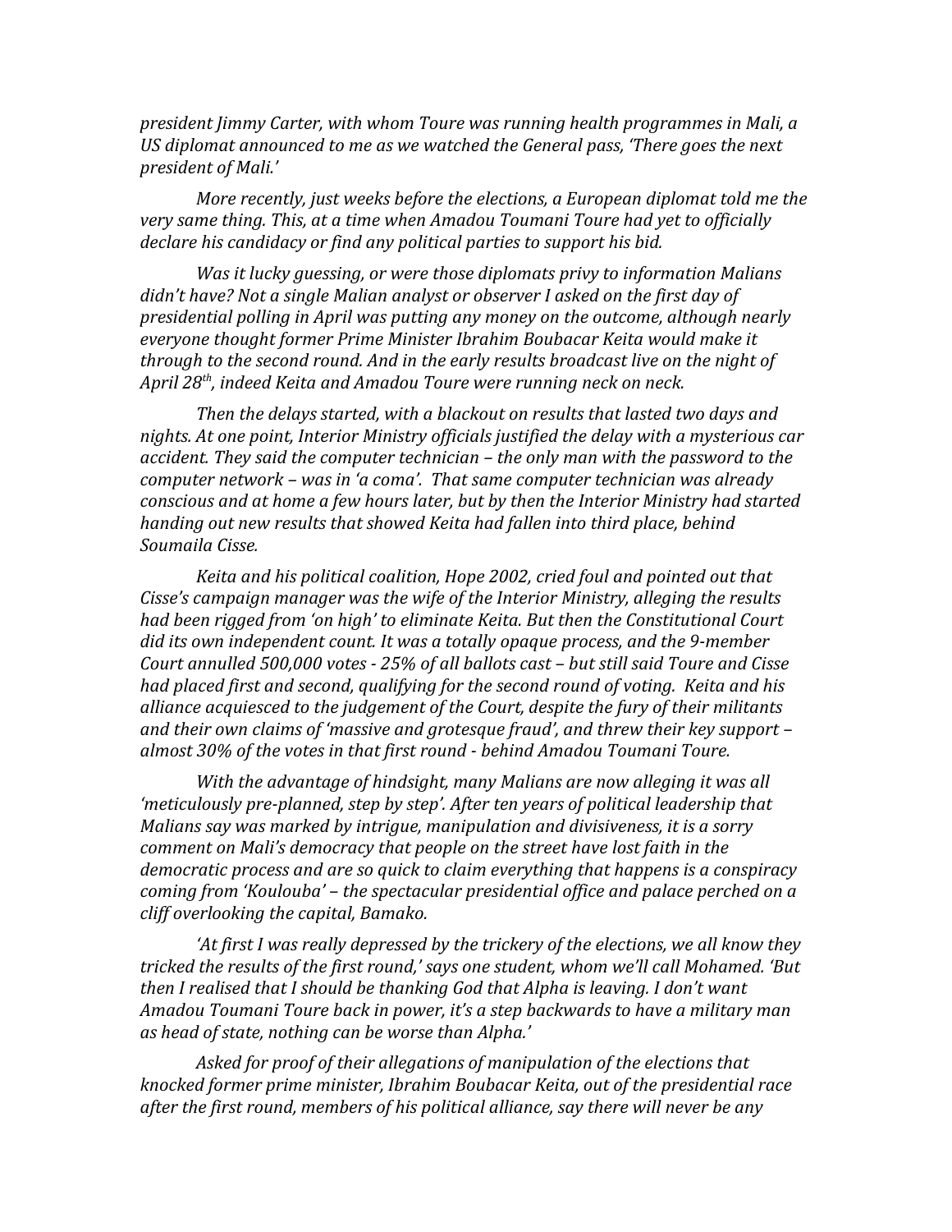*president Jimmy Carter, with whom Toure was running health programmes in Mali, a US diplomat announced to me as we watched the General pass, 'There goes the next president of Mali.'*

*More recently, just weeks before the elections, a European diplomat told me the very same thing. This, at a time when Amadou Toumani Toure had yet to officially declare his candidacy or find any political parties to support his bid.*

*Was it lucky guessing, or were those diplomats privy to information Malians didn't have? Not a single Malian analyst or observer I asked on the first day of presidential polling in April was putting any money on the outcome, although nearly everyone thought former Prime Minister Ibrahim Boubacar Keita would make it through to the second round. And in the early results broadcast live on the night of April 28th, indeed Keita and Amadou Toure were running neck on neck.*

*Then the delays started, with a blackout on results that lasted two days and nights. At one point, Interior Ministry officials justified the delay with a mysterious car accident. They said the computer technician – the only man with the password to the computer network – was in 'a coma'. That same computer technician was already conscious and at home a few hours later, but by then the Interior Ministry had started handing out new results that showed Keita had fallen into third place, behind Soumaila Cisse.*

*Keita and his political coalition, Hope 2002, cried foul and pointed out that Cisse's campaign manager was the wife of the Interior Ministry, alleging the results had been rigged from 'on high' to eliminate Keita. But then the Constitutional Court did its own independent count. It was a totally opaque process, and the 9-member Court annulled 500,000 votes - 25% of all ballots cast – but still said Toure and Cisse had placed first and second, qualifying for the second round of voting. Keita and his alliance acquiesced to the judgement of the Court, despite the fury of their militants and their own claims of 'massive and grotesque fraud', and threw their key support – almost 30% of the votes in that first round - behind Amadou Toumani Toure.*

*With the advantage of hindsight, many Malians are now alleging it was all 'meticulously pre-planned, step by step'. After ten years of political leadership that Malians say was marked by intrigue, manipulation and divisiveness, it is a sorry comment on Mali's democracy that people on the street have lost faith in the democratic process and are so quick to claim everything that happens is a conspiracy coming from 'Koulouba' – the spectacular presidential office and palace perched on a cliff overlooking the capital, Bamako.*

*'At first I was really depressed by the trickery of the elections, we all know they tricked the results of the first round,' says one student, whom we'll call Mohamed. 'But then I realised that I should be thanking God that Alpha is leaving. I don't want Amadou Toumani Toure back in power, it's a step backwards to have a military man as head of state, nothing can be worse than Alpha.'*

*Asked for proof of their allegations of manipulation of the elections that knocked former prime minister, Ibrahim Boubacar Keita, out of the presidential race after the first round, members of his political alliance, say there will never be any*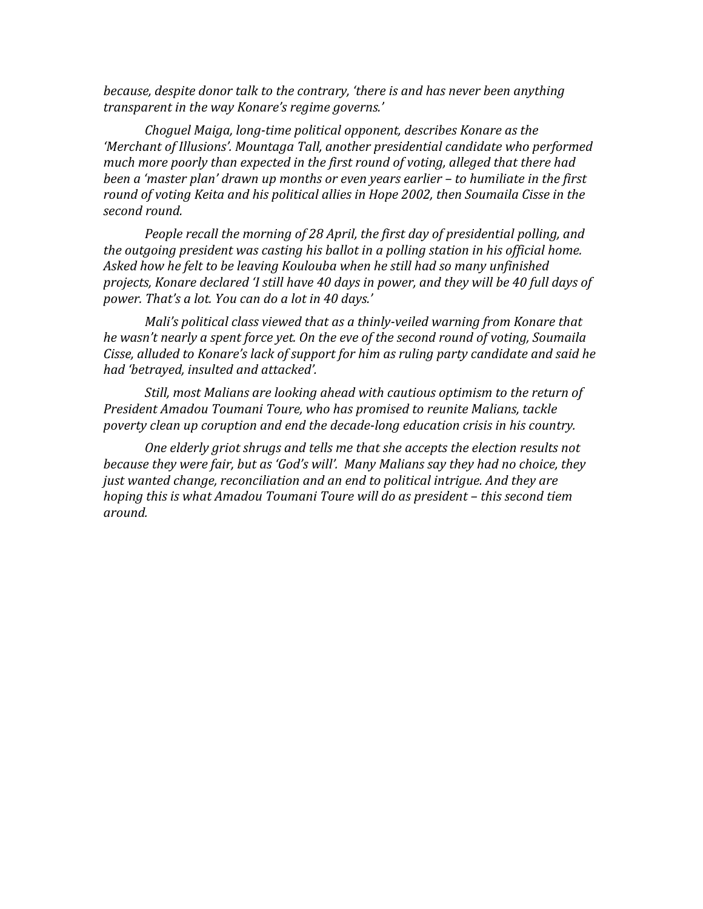*because, despite donor talk to the contrary, 'there is and has never been anything transparent in the way Konare's regime governs.'*

*Choguel Maiga, long-time political opponent, describes Konare as the 'Merchant of Illusions'. Mountaga Tall, another presidential candidate who performed much more poorly than expected in the first round of voting, alleged that there had been a 'master plan' drawn up months or even years earlier – to humiliate in the first round of voting Keita and his political allies in Hope 2002, then Soumaila Cisse in the second round.*

*People recall the morning of 28 April, the first day of presidential polling, and the outgoing president was casting his ballot in a polling station in his official home. Asked how he felt to be leaving Koulouba when he still had so many unfinished projects, Konare declared 'I still have 40 days in power, and they will be 40 full days of power. That's a lot. You can do a lot in 40 days.'*

*Mali's political class viewed that as a thinly-veiled warning from Konare that he wasn't nearly a spent force yet. On the eve of the second round of voting, Soumaila Cisse, alluded to Konare's lack of support for him as ruling party candidate and said he had 'betrayed, insulted and attacked'.*

*Still, most Malians are looking ahead with cautious optimism to the return of President Amadou Toumani Toure, who has promised to reunite Malians, tackle poverty clean up coruption and end the decade-long education crisis in his country.*

*One elderly griot shrugs and tells me that she accepts the election results not because they were fair, but as 'God's will'. Many Malians say they had no choice, they just wanted change, reconciliation and an end to political intrigue. And they are hoping this is what Amadou Toumani Toure will do as president – this second tiem around.*